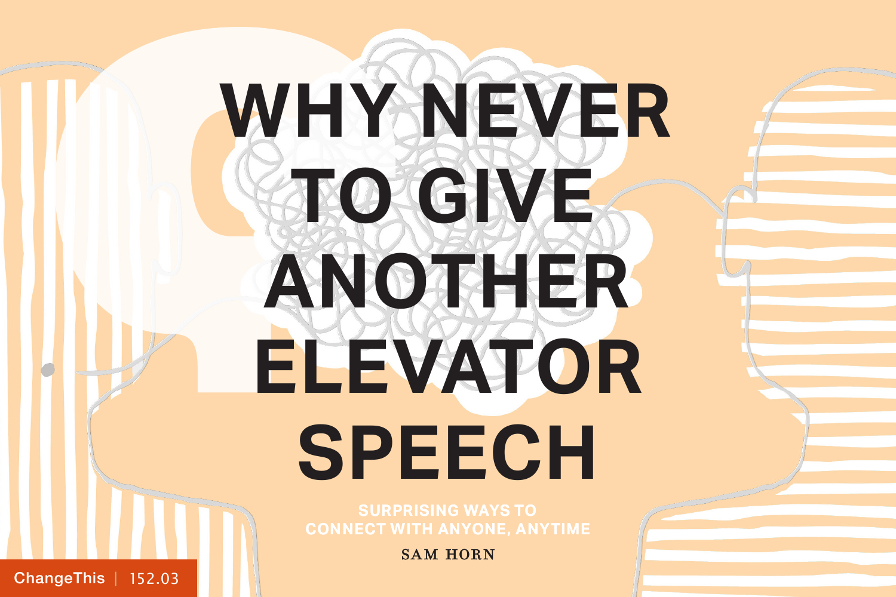# WHY NEVER TO GIVE ANOTHER ELEVATOR SPEECH

## SURPRISING WAYS TO CONNECT WITH ANYONE, ANYTIME

SAM HORN

ChangeThis | 152.03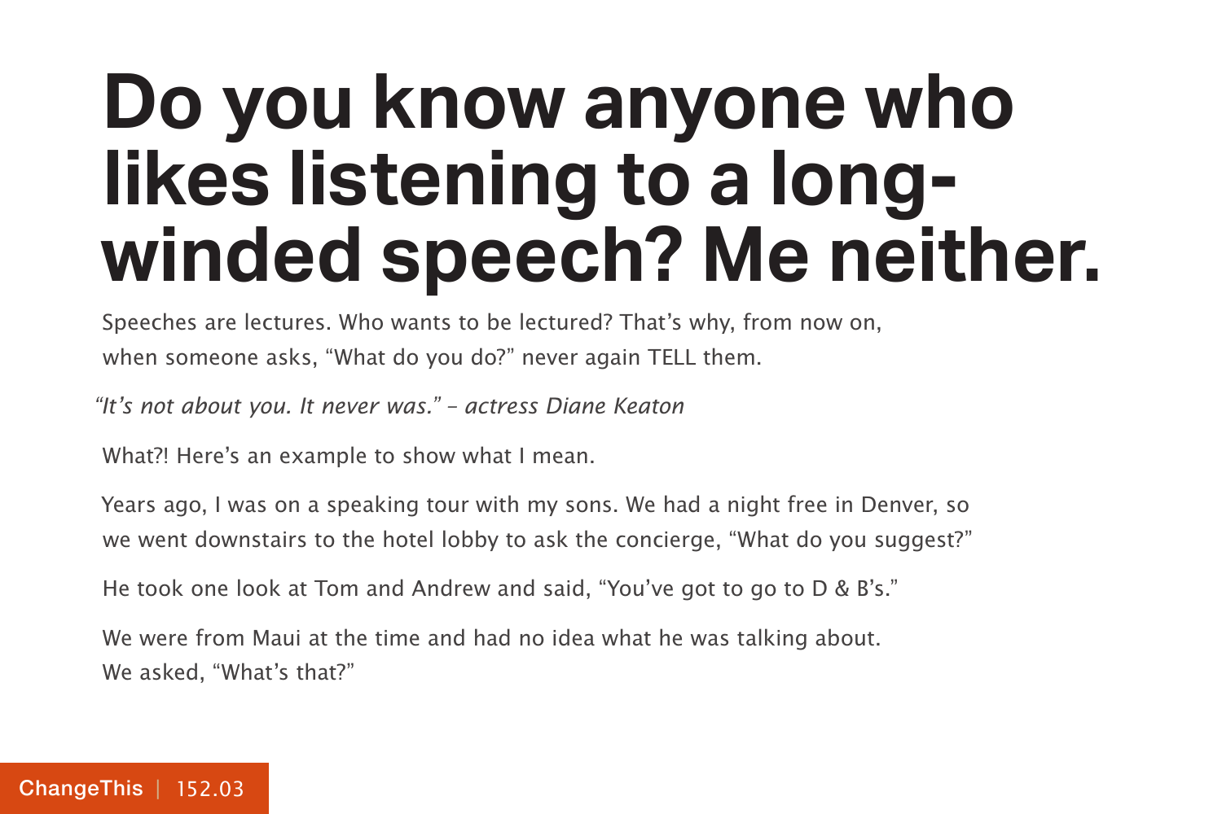# Do you know anyone who likes listening to a long-winded speech? Me neither.

Speeches are lectures. Who wants to be lectured? That's why, from now on, when someone asks, "What do you do?" never again TELL them.

*"It's not about you. It never was." – actress Diane Keaton*

What?! Here's an example to show what I mean.

Years ago, I was on a speaking tour with my sons. We had a night free in Denver, so we went downstairs to the hotel lobby to ask the concierge, "What do you suggest?"

He took one look at Tom and Andrew and said, "You've got to go to D & B's."

We were from Maui at the time and had no idea what he was talking about. We asked, "What's that?"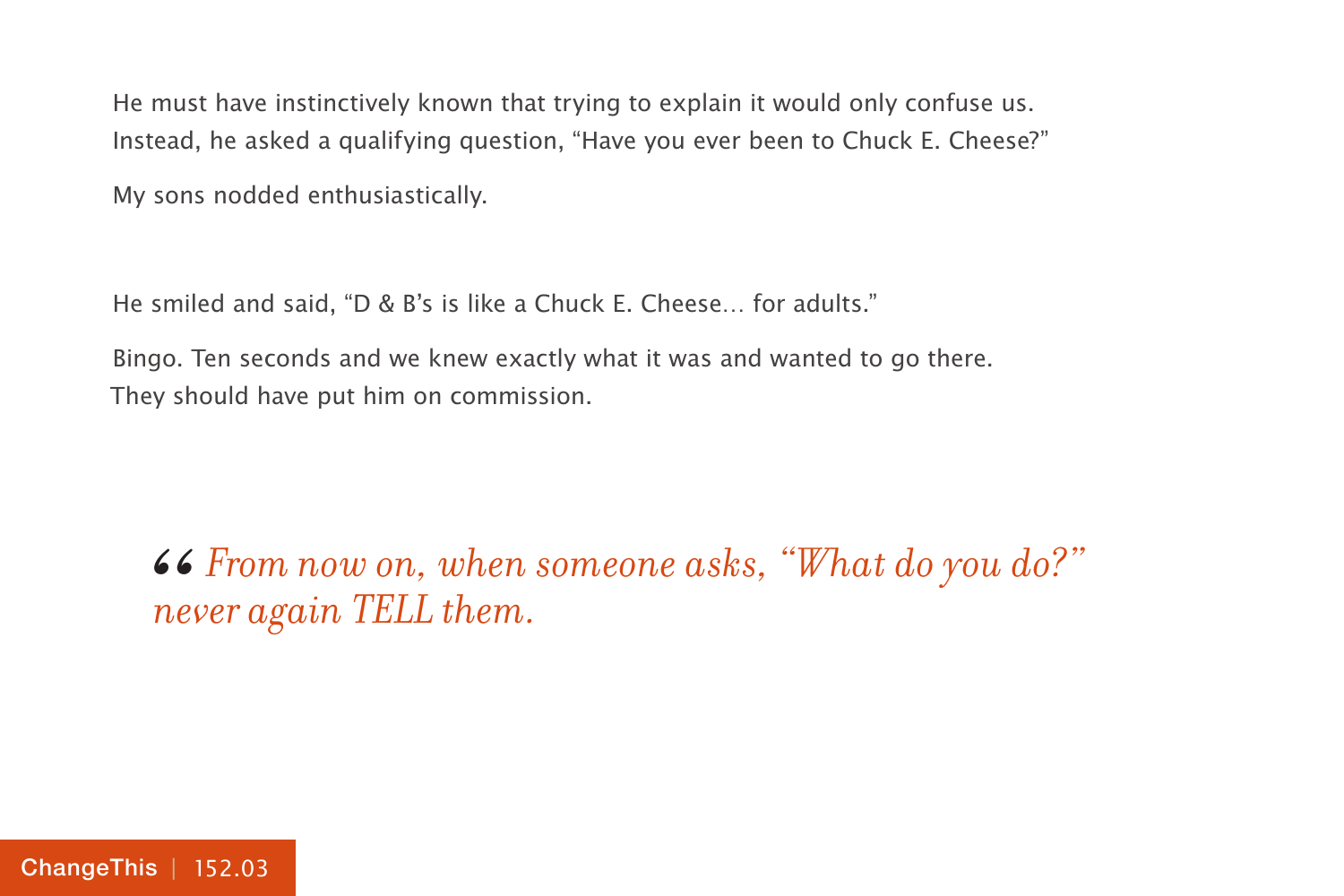He must have instinctively known that trying to explain it would only confuse us. Instead, he asked a qualifying question, "Have you ever been to Chuck E. Cheese?"

My sons nodded enthusiastically.

He smiled and said, "D & B's is like a Chuck E. Cheese… for adults."

Bingo. Ten seconds and we knew exactly what it was and wanted to go there. They should have put him on commission.

> *"From now on, when someone asks, "What do you do?" never again TELL them.*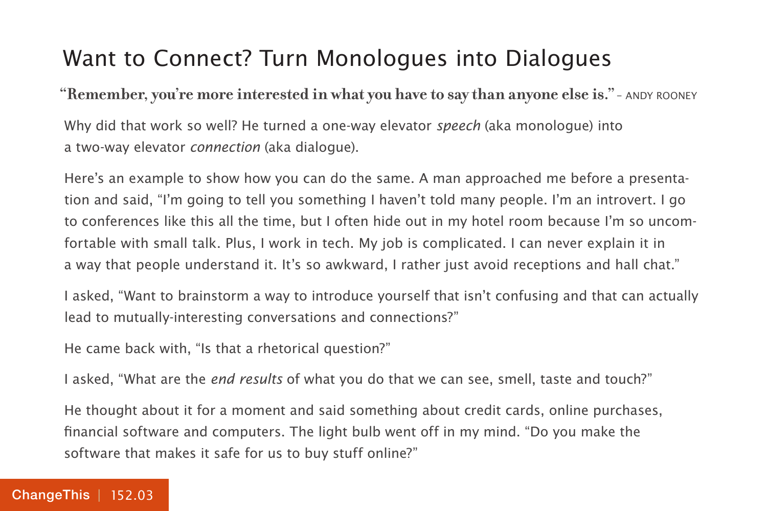# Want to Connect? Turn Monologues into Dialogues

**"Remember, you're more interested in what you have to say than anyone else is."** – ANDY ROONEY

Why did that work so well? He turned a one-way elevator *speech* (aka monologue) into a two-way elevator *connection* (aka dialogue).

Here's an example to show how you can do the same. A man approached me before a presentation and said, "I'm going to tell you something I haven't told many people. I'm an introvert. I go to conferences like this all the time, but I often hide out in my hotel room because I'm so uncomfortable with small talk. Plus, I work in tech. My job is complicated. I can never explain it in a way that people understand it. It's so awkward, I rather just avoid receptions and hall chat."

I asked, "Want to brainstorm a way to introduce yourself that isn't confusing and that can actually lead to mutually-interesting conversations and connections?"

He came back with, "Is that a rhetorical question?"

I asked, "What are the *end results* of what you do that we can see, smell, taste and touch?"

He thought about it for a moment and said something about credit cards, online purchases, financial software and computers. The light bulb went off in my mind. "Do you make the software that makes it safe for us to buy stuff online?"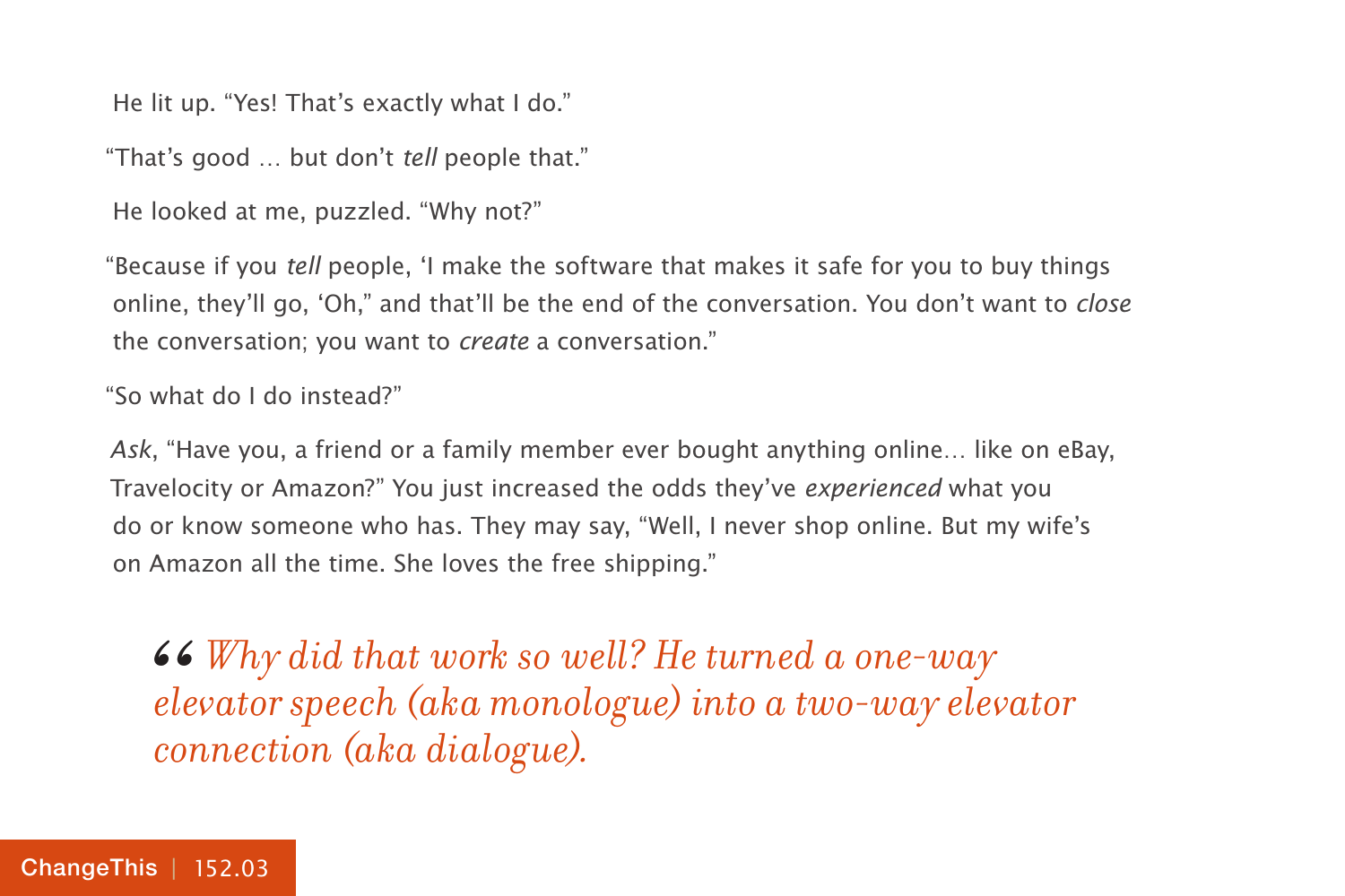He lit up. “Yes! That’s exactly what I do.”

“That’s good … but don’t *tell* people that.”

He looked at me, puzzled. “Why not?”

“Because if you *tell* people, ‘I make the software that makes it safe for you to buy things online, they’ll go, ‘Oh,” and that’ll be the end of the conversation. You don’t want to *close* the conversation; you want to *create* a conversation.”

“So what do I do instead?”

*Ask*, “Have you, a friend or a family member ever bought anything online… like on eBay, Travelocity or Amazon?” You just increased the odds they’ve *experienced* what you do or know someone who has. They may say, “Well, I never shop online. But my wife’s on Amazon all the time. She loves the free shipping.”

> “ *Why did that work so well? He turned a one-way elevator speech (aka monologue) into a two-way elevator connection (aka dialogue).*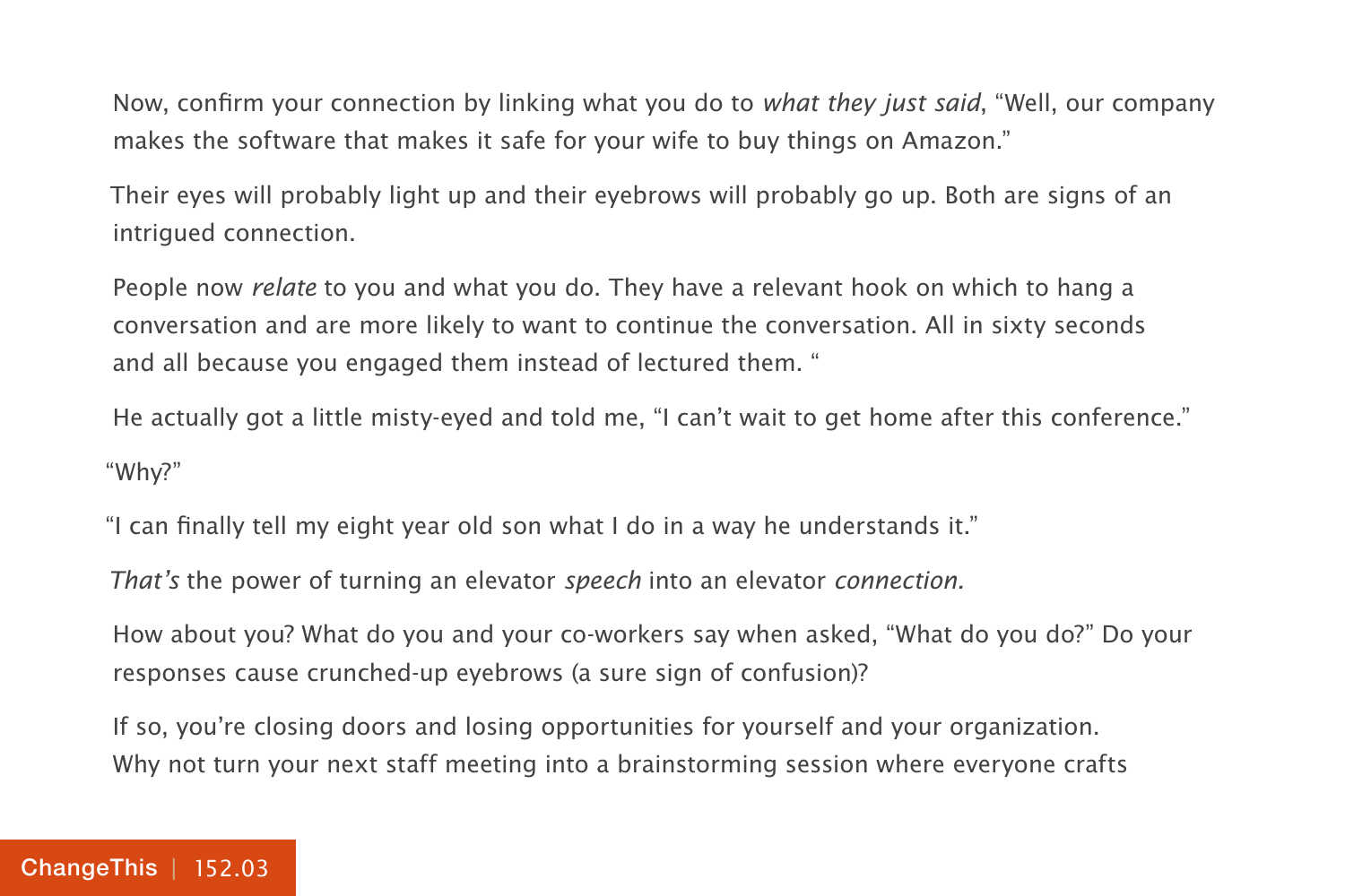Now, confirm your connection by linking what you do to *what they just said*, “Well, our company makes the software that makes it safe for your wife to buy things on Amazon.”

Their eyes will probably light up and their eyebrows will probably go up. Both are signs of an intrigued connection.

People now *relate* to you and what you do. They have a relevant hook on which to hang a conversation and are more likely to want to continue the conversation. All in sixty seconds and all because you engaged them instead of lectured them. “

He actually got a little misty-eyed and told me, “I can’t wait to get home after this conference.”

“Why?”

“I can finally tell my eight year old son what I do in a way he understands it.”

*That’s* the power of turning an elevator *speech* into an elevator *connection.*

How about you? What do you and your co-workers say when asked, “What do you do?” Do your responses cause crunched-up eyebrows (a sure sign of confusion)?

If so, you’re closing doors and losing opportunities for yourself and your organization. Why not turn your next staff meeting into a brainstorming session where everyone crafts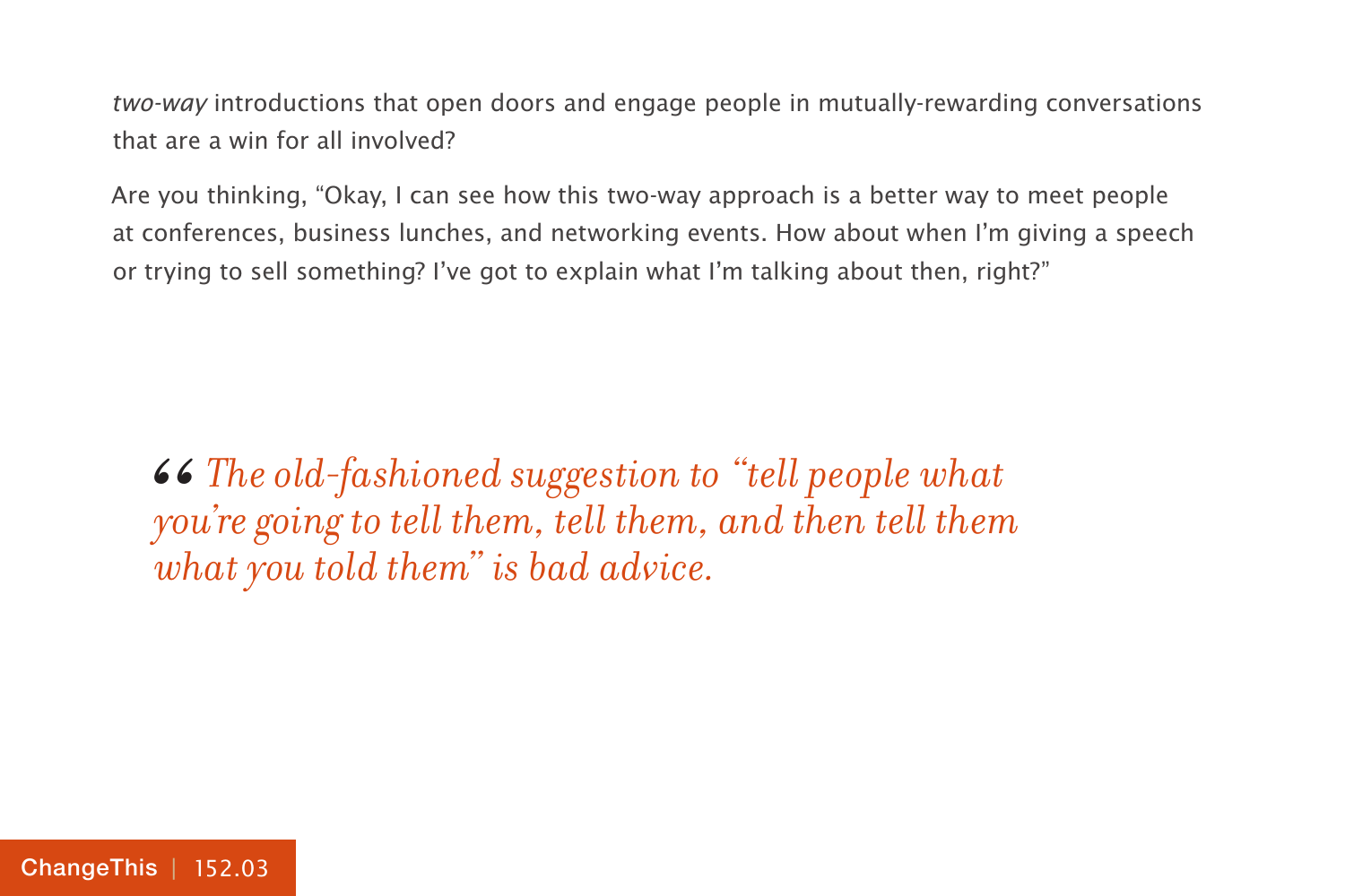*two-way* introductions that open doors and engage people in mutually-rewarding conversations that are a win for all involved?

Are you thinking, "Okay, I can see how this two-way approach is a better way to meet people at conferences, business lunches, and networking events. How about when I'm giving a speech or trying to sell something? I've got to explain what I'm talking about then, right?"

> *The old-fashioned suggestion to "tell people what you're going to tell them, tell them, and then tell them what you told them" is bad advice.*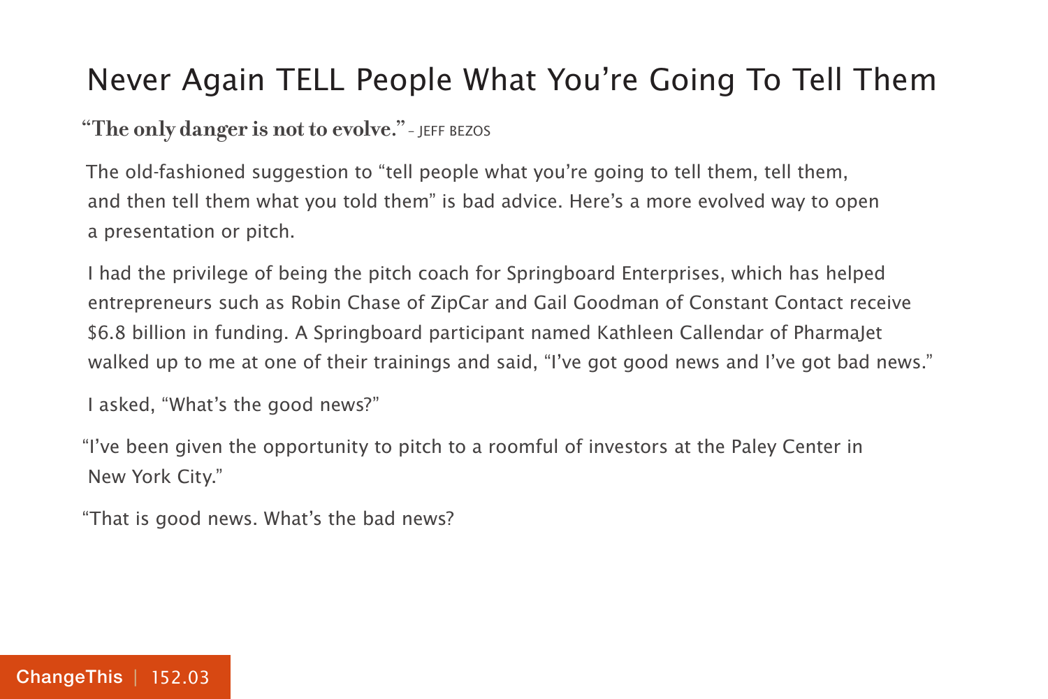# Never Again TELL People What You're Going To Tell Them

**"The only danger is not to evolve."** – JEFF BEZOS

The old-fashioned suggestion to "tell people what you're going to tell them, tell them, and then tell them what you told them" is bad advice. Here's a more evolved way to open a presentation or pitch.

I had the privilege of being the pitch coach for Springboard Enterprises, which has helped entrepreneurs such as Robin Chase of ZipCar and Gail Goodman of Constant Contact receive $6.8 billion in funding. A Springboard participant named Kathleen Callendar of PharmaJet walked up to me at one of their trainings and said, "I've got good news and I've got bad news."

I asked, "What's the good news?"

"I've been given the opportunity to pitch to a roomful of investors at the Paley Center in New York City."

"That is good news. What's the bad news?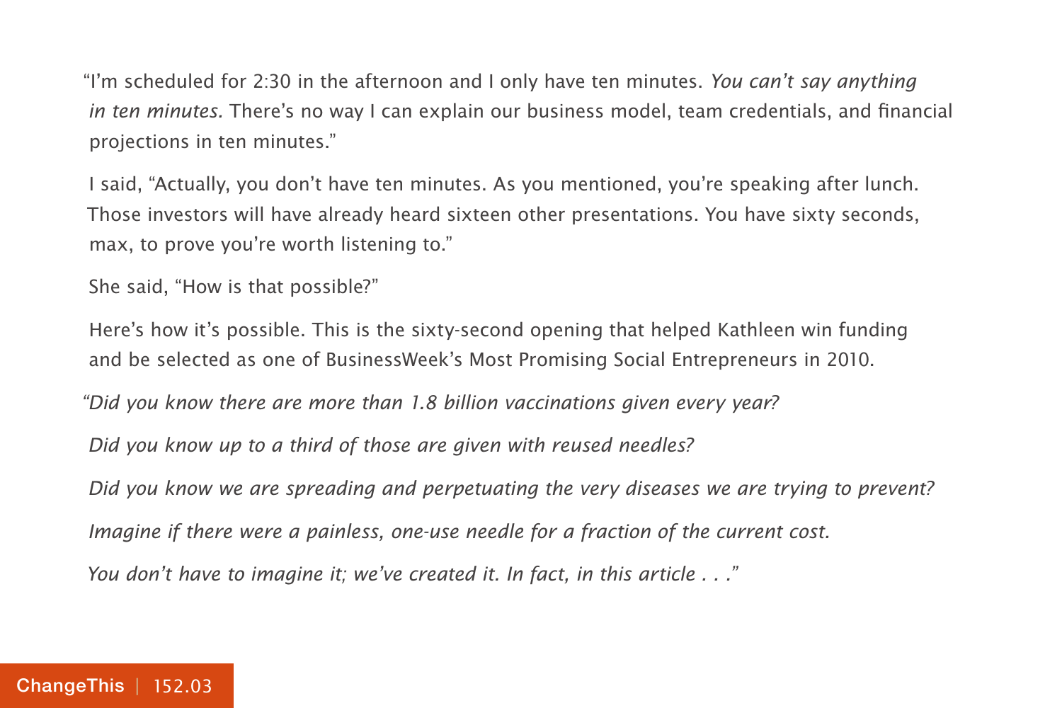"I'm scheduled for 2:30 in the afternoon and I only have ten minutes. *You can't say anything in ten minutes.* There's no way I can explain our business model, team credentials, and financial projections in ten minutes."

I said, "Actually, you don't have ten minutes. As you mentioned, you're speaking after lunch. Those investors will have already heard sixteen other presentations. You have sixty seconds, max, to prove you're worth listening to."

She said, "How is that possible?"

Here's how it's possible. This is the sixty-second opening that helped Kathleen win funding and be selected as one of BusinessWeek's Most Promising Social Entrepreneurs in 2010.

*"Did you know there are more than 1.8 billion vaccinations given every year?*

*Did you know up to a third of those are given with reused needles?*

*Did you know we are spreading and perpetuating the very diseases we are trying to prevent?*

*Imagine if there were a painless, one-use needle for a fraction of the current cost.*

*You don't have to imagine it; we've created it. In fact, in this article . . ."*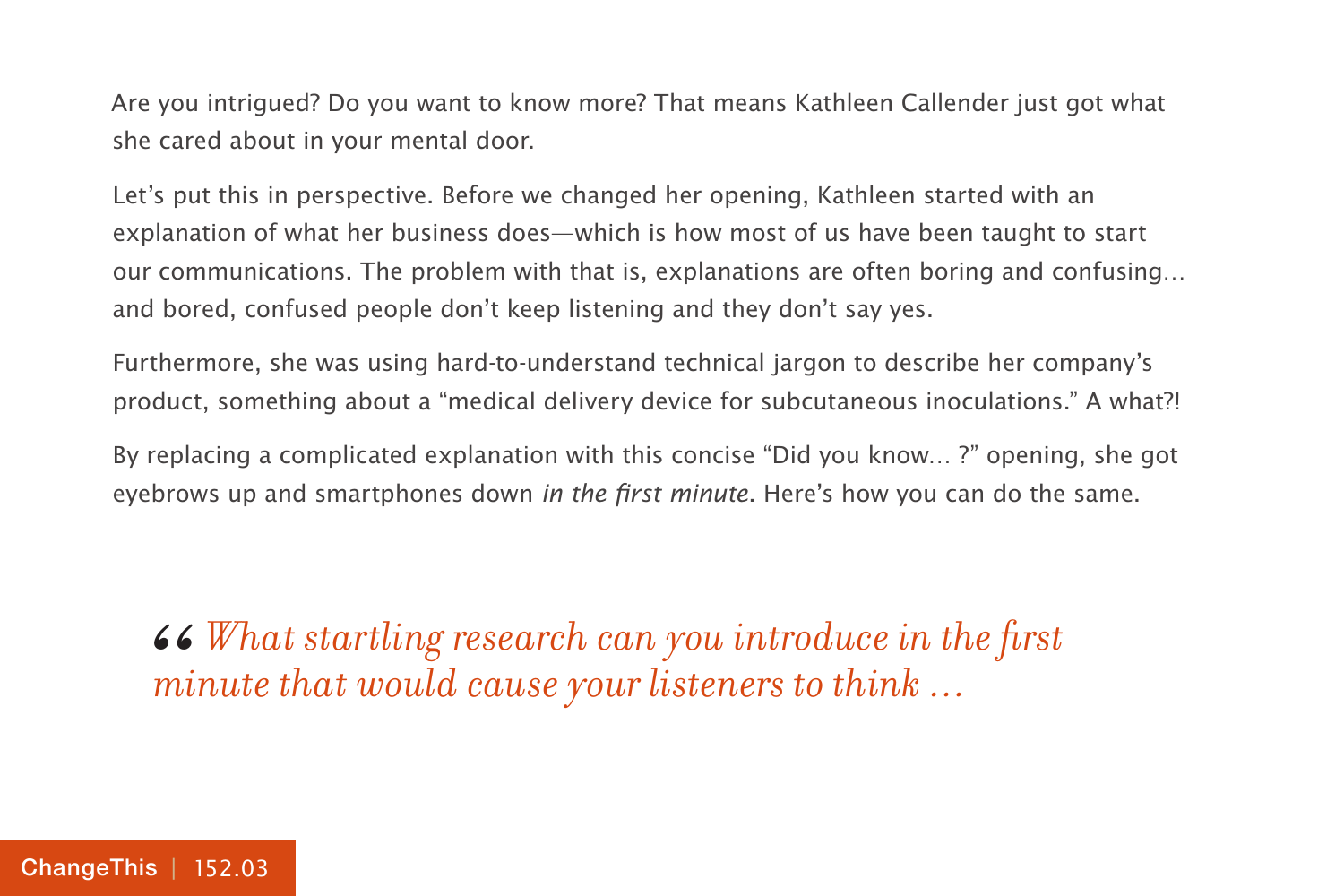Are you intrigued? Do you want to know more? That means Kathleen Callender just got what she cared about in your mental door.

Let's put this in perspective. Before we changed her opening, Kathleen started with an explanation of what her business does—which is how most of us have been taught to start our communications. The problem with that is, explanations are often boring and confusing… and bored, confused people don't keep listening and they don't say yes.

Furthermore, she was using hard-to-understand technical jargon to describe her company's product, something about a "medical delivery device for subcutaneous inoculations." A what?!

By replacing a complicated explanation with this concise "Did you know… ?" opening, she got eyebrows up and smartphones down *in the first minute*. Here's how you can do the same.

> *"What startling research can you introduce in the first minute that would cause your listeners to think …*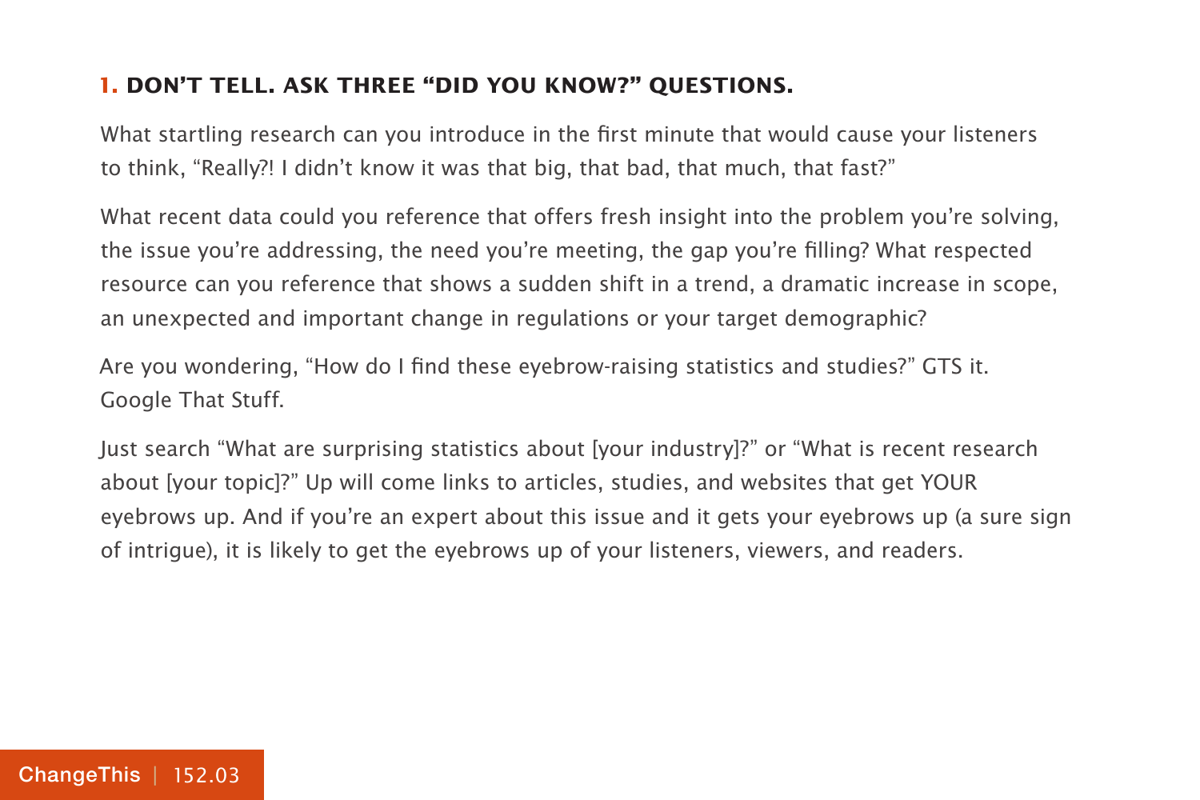### 1. DON'T TELL. ASK THREE "DID YOU KNOW?" QUESTIONS.

What startling research can you introduce in the first minute that would cause your listeners to think, "Really?! I didn't know it was that big, that bad, that much, that fast?"

What recent data could you reference that offers fresh insight into the problem you're solving, the issue you're addressing, the need you're meeting, the gap you're filling? What respected resource can you reference that shows a sudden shift in a trend, a dramatic increase in scope, an unexpected and important change in regulations or your target demographic?

Are you wondering, "How do I find these eyebrow-raising statistics and studies?" GTS it. Google That Stuff.

Just search "What are surprising statistics about [your industry]?" or "What is recent research about [your topic]?" Up will come links to articles, studies, and websites that get YOUR eyebrows up. And if you're an expert about this issue and it gets your eyebrows up (a sure sign of intrigue), it is likely to get the eyebrows up of your listeners, viewers, and readers.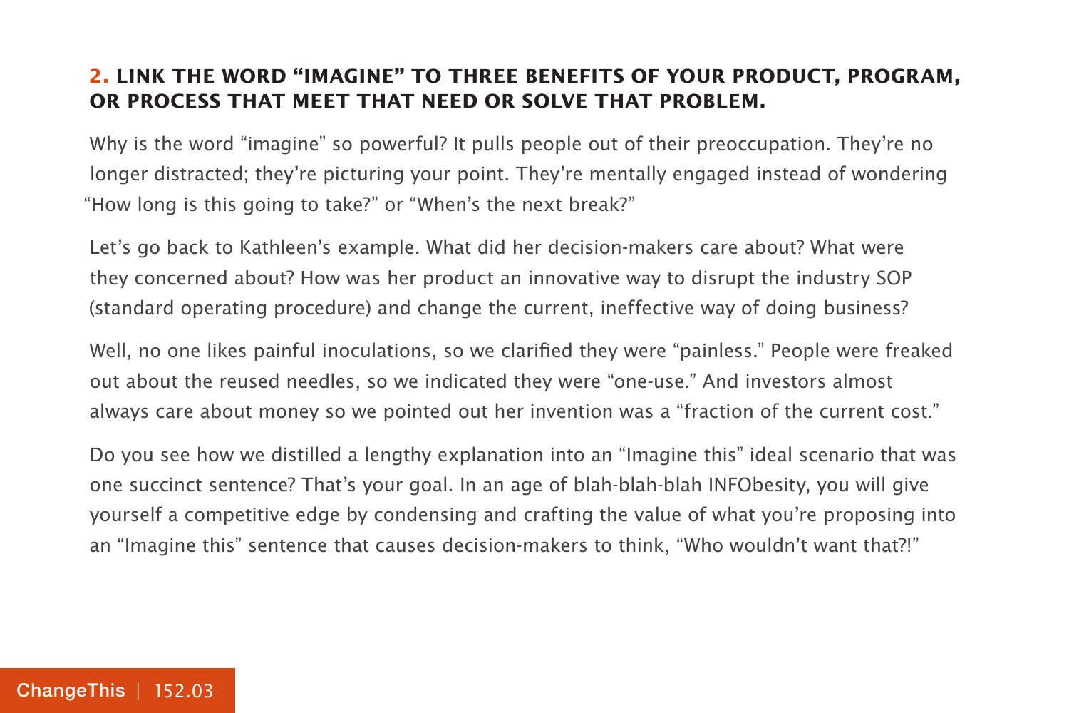**2. LINK THE WORD "IMAGINE" TO THREE BENEFITS OF YOUR PRODUCT, PROGRAM, OR PROCESS THAT MEET THAT NEED OR SOLVE THAT PROBLEM.**

Why is the word "imagine" so powerful? It pulls people out of their preoccupation. They're no longer distracted; they're picturing your point. They're mentally engaged instead of wondering "How long is this going to take?" or "When's the next break?"

Let's go back to Kathleen's example. What did her decision-makers care about? What were they concerned about? How was her product an innovative way to disrupt the industry SOP (standard operating procedure) and change the current, ineffective way of doing business?

Well, no one likes painful inoculations, so we clarified they were "painless." People were freaked out about the reused needles, so we indicated they were "one-use." And investors almost always care about money so we pointed out her invention was a "fraction of the current cost."

Do you see how we distilled a lengthy explanation into an "Imagine this" ideal scenario that was one succinct sentence? That's your goal. In an age of blah-blah-blah INFObesity, you will give yourself a competitive edge by condensing and crafting the value of what you're proposing into an "Imagine this" sentence that causes decision-makers to think, "Who wouldn't want that?!"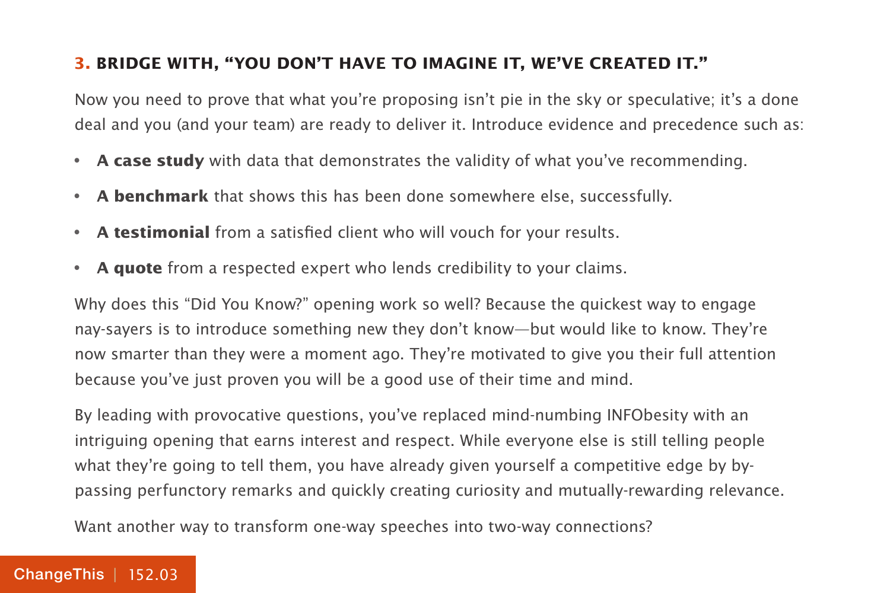### 3. BRIDGE WITH, "YOU DON'T HAVE TO IMAGINE IT, WE'VE CREATED IT."

Now you need to prove that what you're proposing isn't pie in the sky or speculative; it's a done deal and you (and your team) are ready to deliver it. Introduce evidence and precedence such as:

- **A case study** with data that demonstrates the validity of what you've recommending.
- **A benchmark** that shows this has been done somewhere else, successfully.
- **A testimonial** from a satisfied client who will vouch for your results.
- **A quote** from a respected expert who lends credibility to your claims.

Why does this "Did You Know?" opening work so well? Because the quickest way to engage nay-sayers is to introduce something new they don't know—but would like to know. They're now smarter than they were a moment ago. They're motivated to give you their full attention because you've just proven you will be a good use of their time and mind.

By leading with provocative questions, you've replaced mind-numbing INFObesity with an intriguing opening that earns interest and respect. While everyone else is still telling people what they're going to tell them, you have already given yourself a competitive edge by by-passing perfunctory remarks and quickly creating curiosity and mutually-rewarding relevance.

Want another way to transform one-way speeches into two-way connections?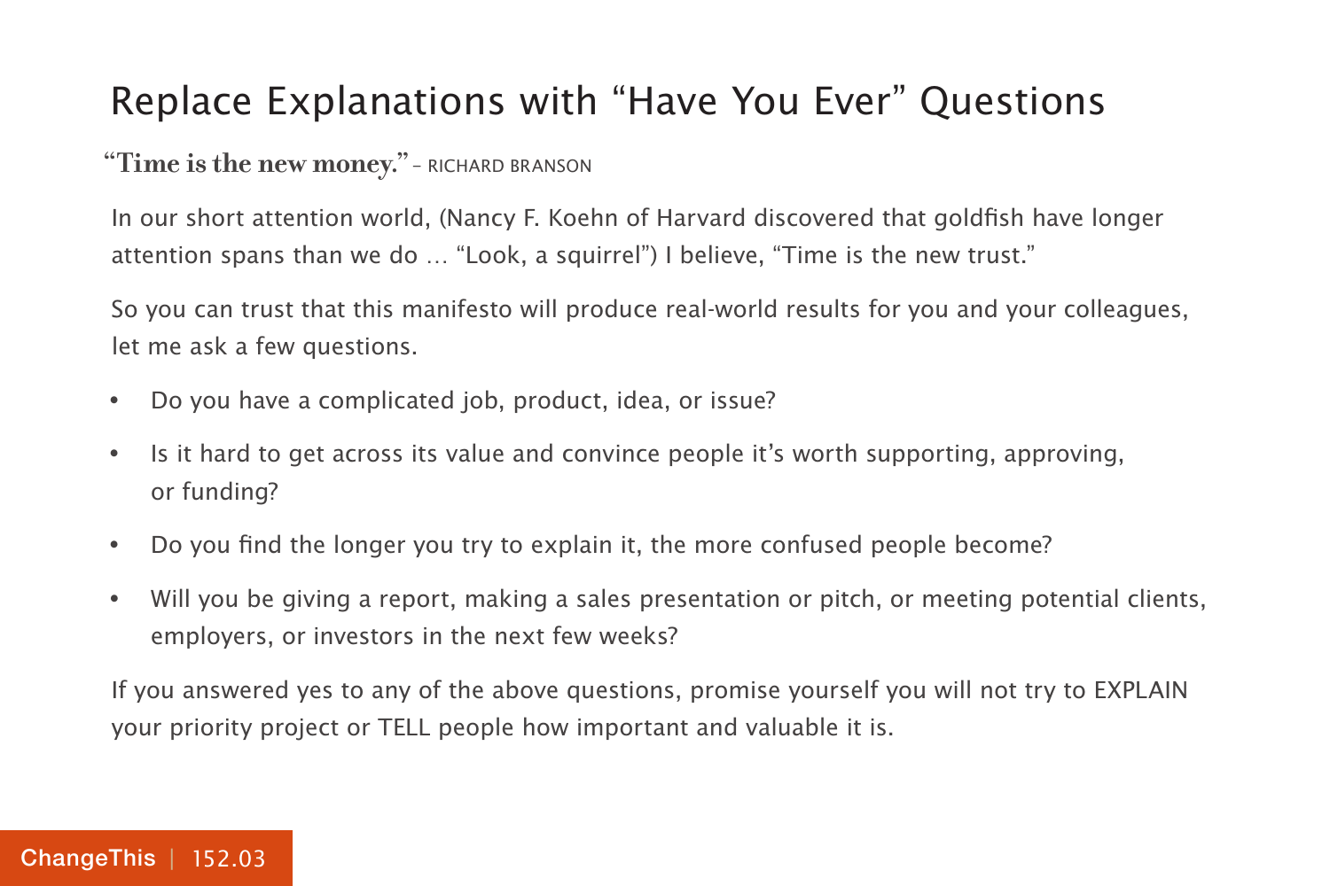## Replace Explanations with "Have You Ever" Questions

**"Time is the new money."** – RICHARD BRANSON

In our short attention world, (Nancy F. Koehn of Harvard discovered that goldfish have longer attention spans than we do … "Look, a squirrel") I believe, "Time is the new trust."

So you can trust that this manifesto will produce real-world results for you and your colleagues, let me ask a few questions.

- Do you have a complicated job, product, idea, or issue?
- Is it hard to get across its value and convince people it's worth supporting, approving, or funding?
- Do you find the longer you try to explain it, the more confused people become?
- Will you be giving a report, making a sales presentation or pitch, or meeting potential clients, employers, or investors in the next few weeks?

If you answered yes to any of the above questions, promise yourself you will not try to EXPLAIN your priority project or TELL people how important and valuable it is.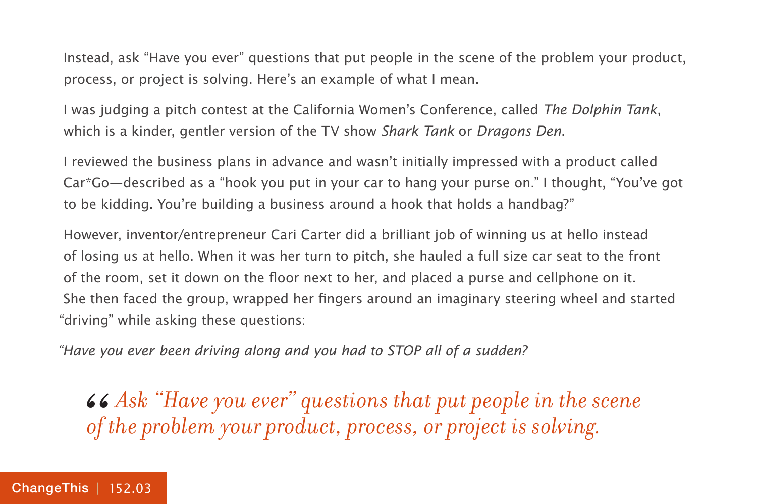Instead, ask "Have you ever" questions that put people in the scene of the problem your product, process, or project is solving. Here's an example of what I mean.

I was judging a pitch contest at the California Women's Conference, called *The Dolphin Tank*, which is a kinder, gentler version of the TV show *Shark Tank* or *Dragons Den*.

I reviewed the business plans in advance and wasn't initially impressed with a product called Car*Go—described as a "hook you put in your car to hang your purse on." I thought, "You've got to be kidding. You're building a business around a hook that holds a handbag?"

However, inventor/entrepreneur Cari Carter did a brilliant job of winning us at hello instead of losing us at hello. When it was her turn to pitch, she hauled a full size car seat to the front of the room, set it down on the floor next to her, and placed a purse and cellphone on it. She then faced the group, wrapped her fingers around an imaginary steering wheel and started "driving" while asking these questions:

*"Have you ever been driving along and you had to STOP all of a sudden?*

> *Ask "Have you ever" questions that put people in the scene of the problem your product, process, or project is solving.*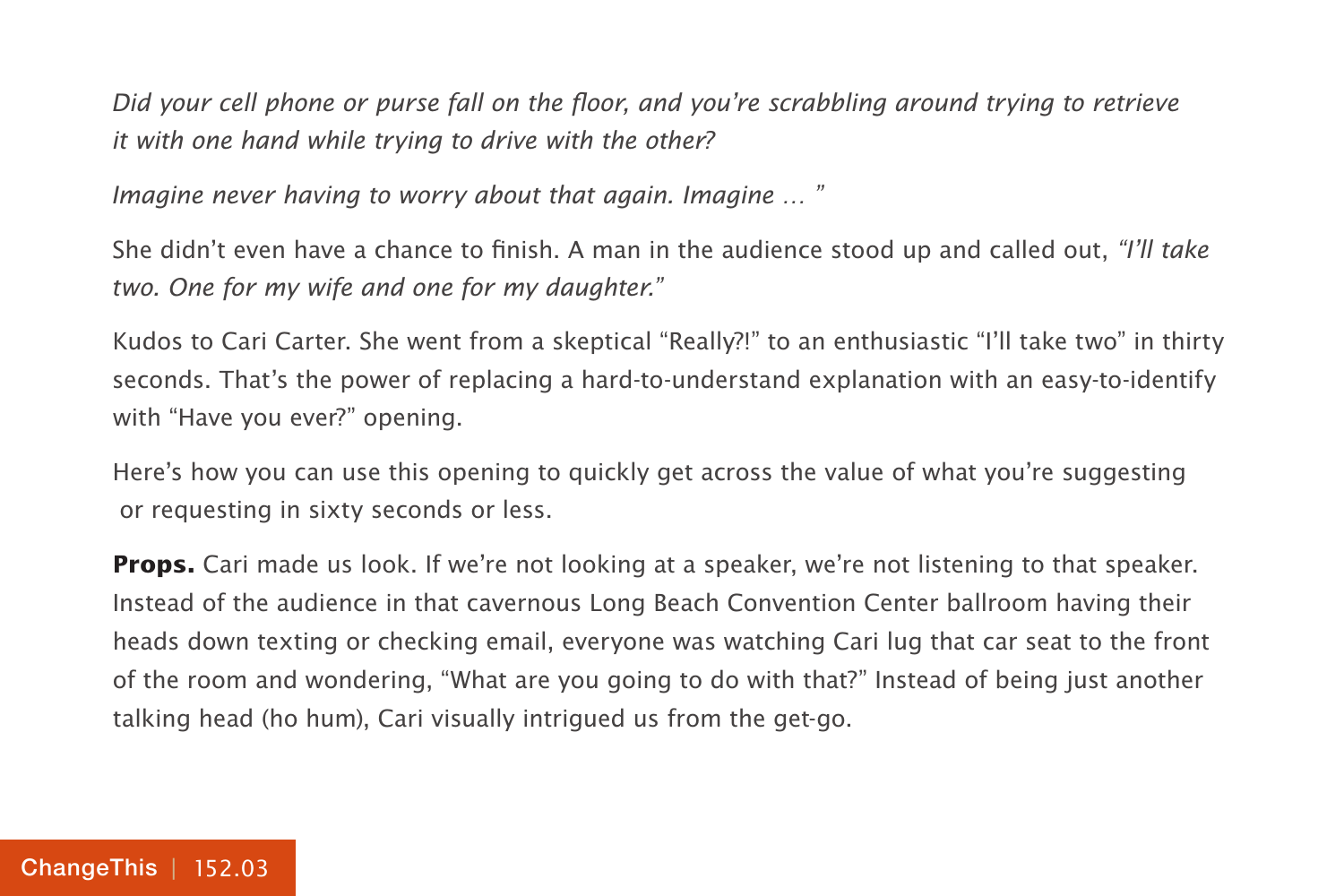*Did your cell phone or purse fall on the floor, and you're scrabbling around trying to retrieve it with one hand while trying to drive with the other?*

*Imagine never having to worry about that again. Imagine … "*

She didn't even have a chance to finish. A man in the audience stood up and called out, *"I'll take two. One for my wife and one for my daughter."*

Kudos to Cari Carter. She went from a skeptical "Really?!" to an enthusiastic "I'll take two" in thirty seconds. That's the power of replacing a hard-to-understand explanation with an easy-to-identify with "Have you ever?" opening.

Here's how you can use this opening to quickly get across the value of what you're suggesting or requesting in sixty seconds or less.

**Props.** Cari made us look. If we're not looking at a speaker, we're not listening to that speaker. Instead of the audience in that cavernous Long Beach Convention Center ballroom having their heads down texting or checking email, everyone was watching Cari lug that car seat to the front of the room and wondering, "What are you going to do with that?" Instead of being just another talking head (ho hum), Cari visually intrigued us from the get-go.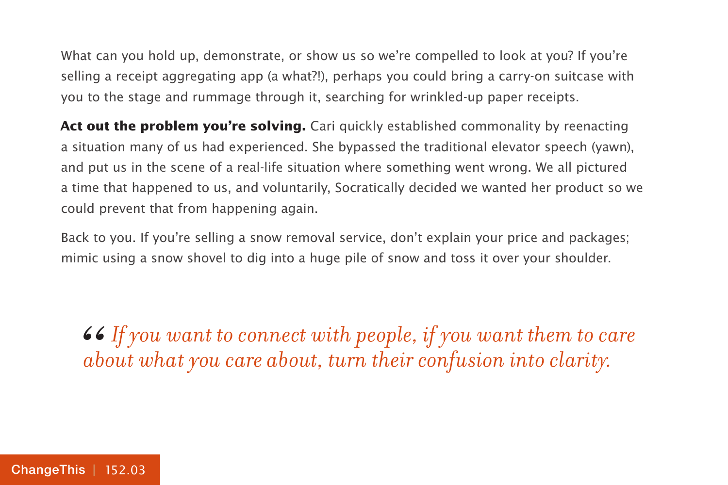What can you hold up, demonstrate, or show us so we're compelled to look at you? If you're selling a receipt aggregating app (a what?!), perhaps you could bring a carry-on suitcase with you to the stage and rummage through it, searching for wrinkled-up paper receipts.

**Act out the problem you're solving.** Cari quickly established commonality by reenacting a situation many of us had experienced. She bypassed the traditional elevator speech (yawn), and put us in the scene of a real-life situation where something went wrong. We all pictured a time that happened to us, and voluntarily, Socratically decided we wanted her product so we could prevent that from happening again.

Back to you. If you're selling a snow removal service, don't explain your price and packages; mimic using a snow shovel to dig into a huge pile of snow and toss it over your shoulder.

> *“If you want to connect with people, if you want them to care about what you care about, turn their confusion into clarity.*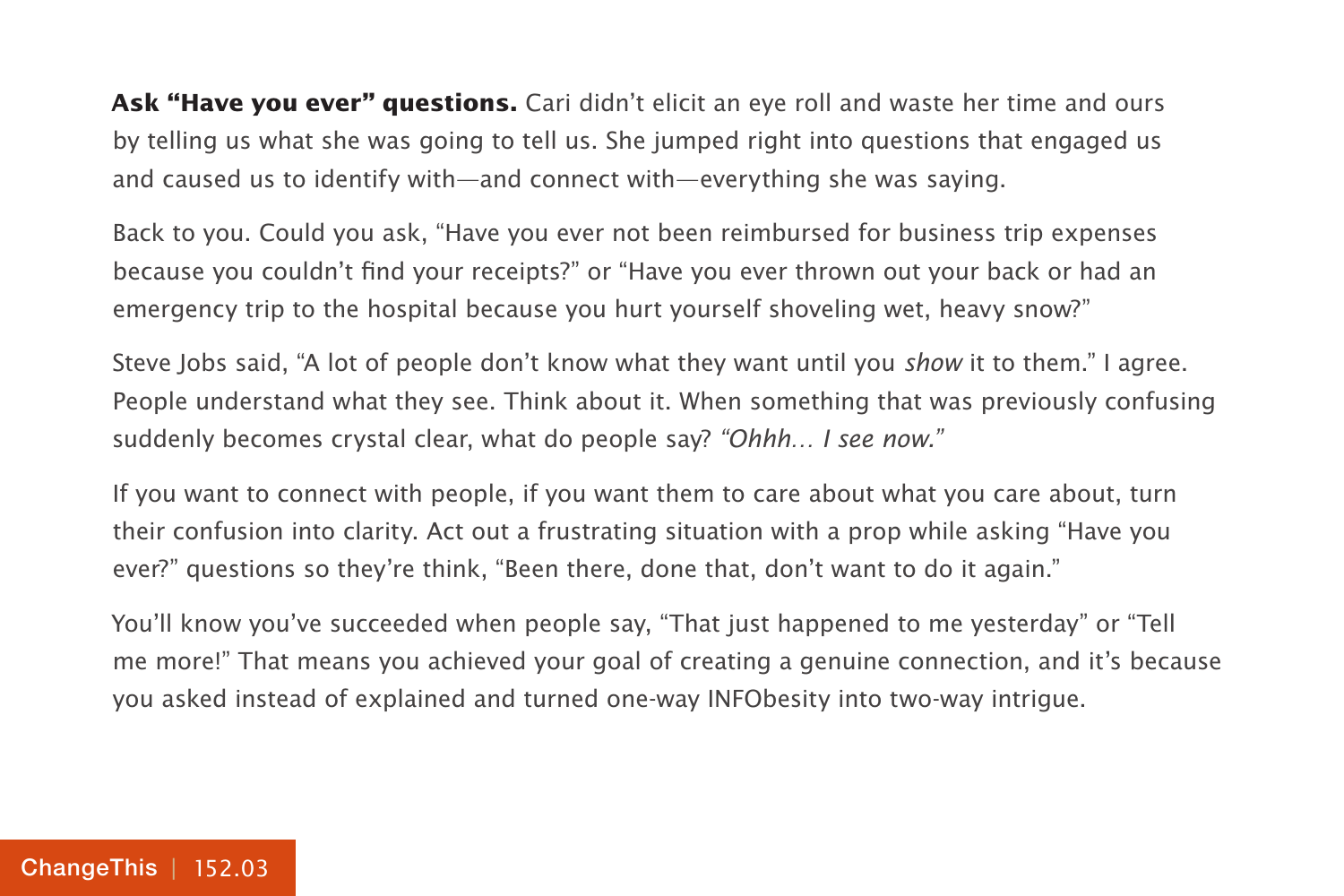**Ask "Have you ever" questions.** Cari didn't elicit an eye roll and waste her time and ours by telling us what she was going to tell us. She jumped right into questions that engaged us and caused us to identify with—and connect with—everything she was saying.

Back to you. Could you ask, "Have you ever not been reimbursed for business trip expenses because you couldn't find your receipts?" or "Have you ever thrown out your back or had an emergency trip to the hospital because you hurt yourself shoveling wet, heavy snow?"

Steve Jobs said, "A lot of people don't know what they want until you *show* it to them." I agree. People understand what they see. Think about it. When something that was previously confusing suddenly becomes crystal clear, what do people say? *"Ohhh… I see now."*

If you want to connect with people, if you want them to care about what you care about, turn their confusion into clarity. Act out a frustrating situation with a prop while asking "Have you ever?" questions so they're think, "Been there, done that, don't want to do it again."

You'll know you've succeeded when people say, "That just happened to me yesterday" or "Tell me more!" That means you achieved your goal of creating a genuine connection, and it's because you asked instead of explained and turned one-way INFObesity into two-way intrigue.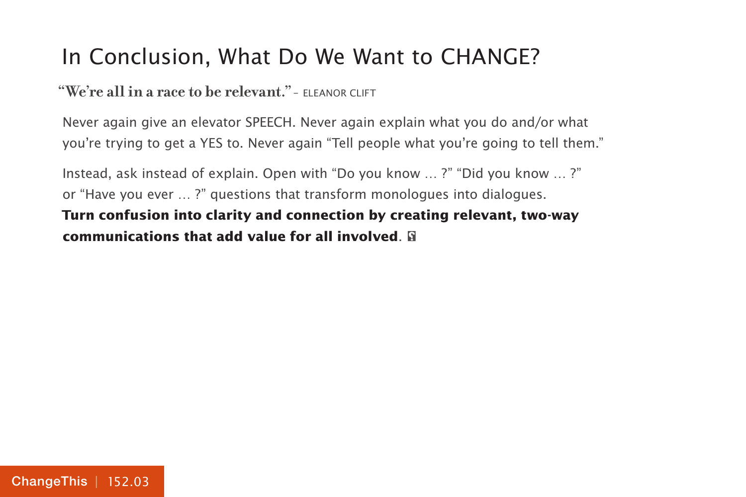# In Conclusion, What Do We Want to CHANGE?

**"We're all in a race to be relevant."** – ELEANOR CLIFT

Never again give an elevator SPEECH. Never again explain what you do and/or what you're trying to get a YES to. Never again "Tell people what you're going to tell them."

Instead, ask instead of explain. Open with "Do you know … ?" "Did you know … ?" or "Have you ever … ?" questions that transform monologues into dialogues. **Turn confusion into clarity and connection by creating relevant, two-way communications that add value for all involved**.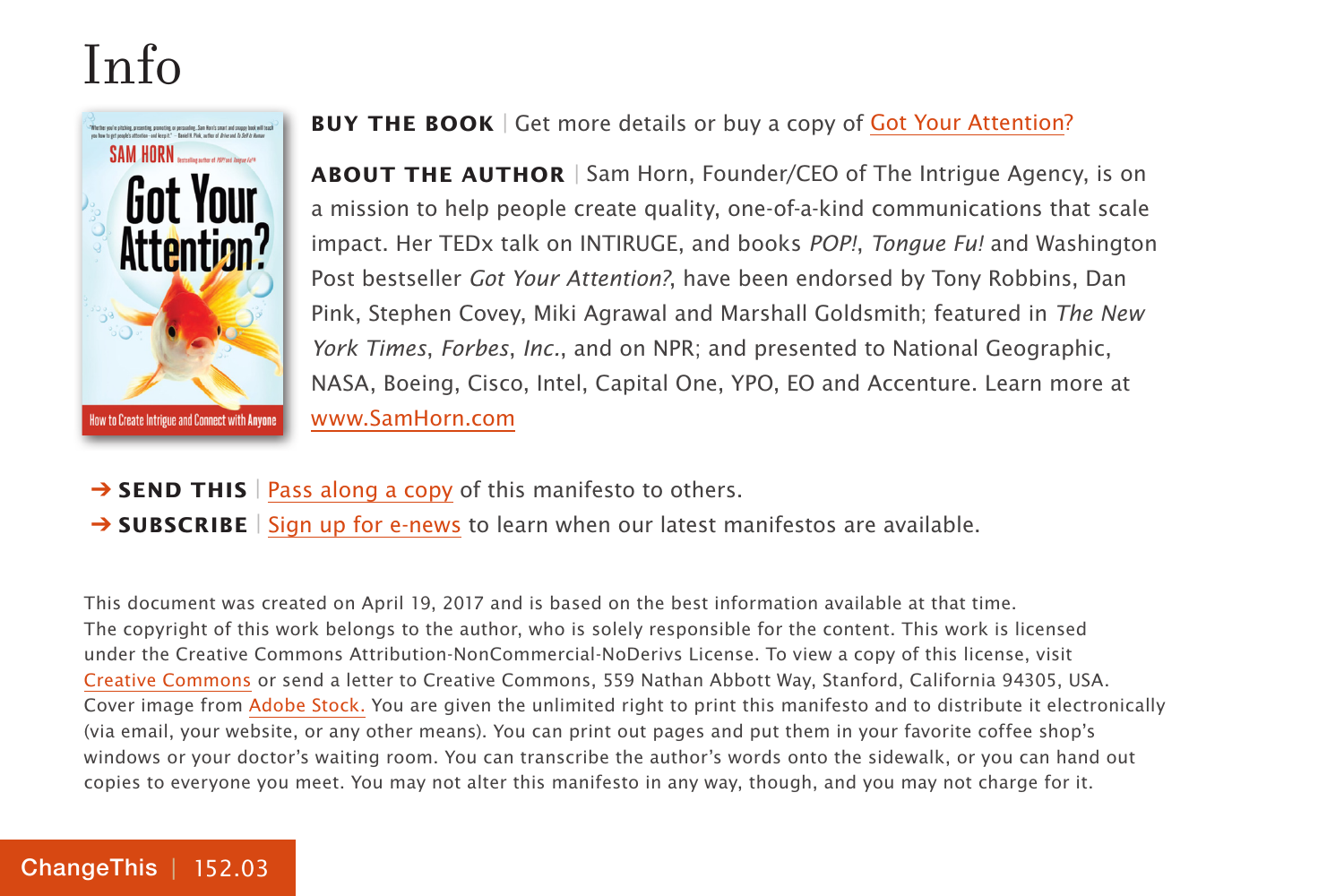# Info

**BUY THE BOOK** | Get more details or buy a copy of Got Your Attention?

**ABOUT THE AUTHOR** | Sam Horn, Founder/CEO of The Intrigue Agency, is on a mission to help people create quality, one-of-a-kind communications that scale impact. Her TEDx talk on INTIRUGE, and books *POP!*, *Tongue Fu!* and Washington Post bestseller *Got Your Attention?*, have been endorsed by Tony Robbins, Dan Pink, Stephen Covey, Miki Agrawal and Marshall Goldsmith; featured in *The New York Times*, *Forbes*, *Inc.*, and on NPR; and presented to National Geographic, NASA, Boeing, Cisco, Intel, Capital One, YPO, EO and Accenture. Learn more at www.SamHorn.com

→ **SEND THIS** | Pass along a copy of this manifesto to others.

→ **SUBSCRIBE** | Sign up for e-news to learn when our latest manifestos are available.

This document was created on April 19, 2017 and is based on the best information available at that time. The copyright of this work belongs to the author, who is solely responsible for the content. This work is licensed under the Creative Commons Attribution-NonCommercial-NoDerivs License. To view a copy of this license, visit Creative Commons or send a letter to Creative Commons, 559 Nathan Abbott Way, Stanford, California 94305, USA. Cover image from Adobe Stock. You are given the unlimited right to print this manifesto and to distribute it electronically (via email, your website, or any other means). You can print out pages and put them in your favorite coffee shop's windows or your doctor's waiting room. You can transcribe the author's words onto the sidewalk, or you can hand out copies to everyone you meet. You may not alter this manifesto in any way, though, and you may not charge for it.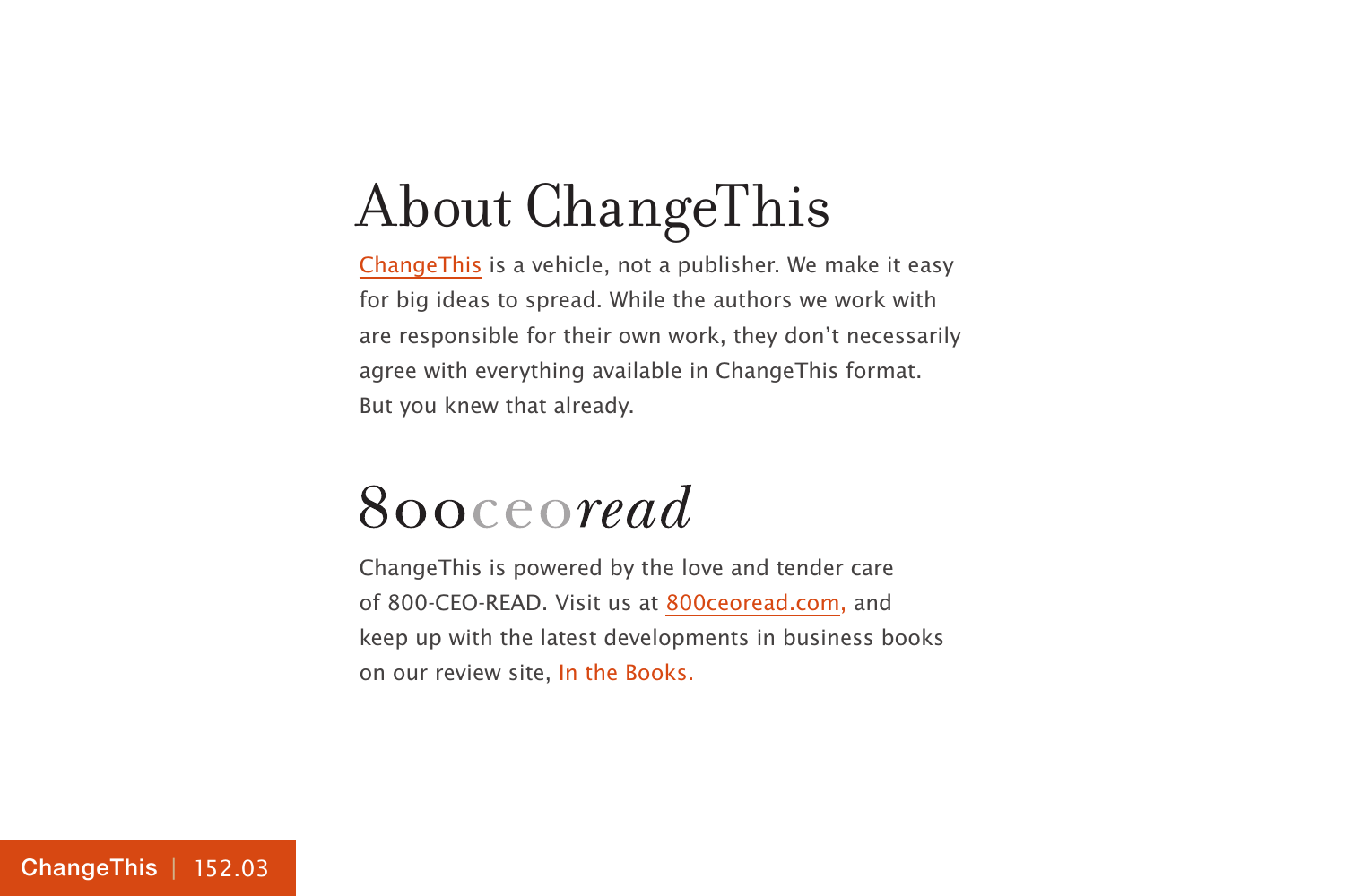# About ChangeThis

ChangeThis is a vehicle, not a publisher. We make it easy for big ideas to spread. While the authors we work with are responsible for their own work, they don't necessarily agree with everything available in ChangeThis format. But you knew that already.

# 800ceoread

ChangeThis is powered by the love and tender care of 800-CEO-READ. Visit us at 800ceoread.com, and keep up with the latest developments in business books on our review site, In the Books.